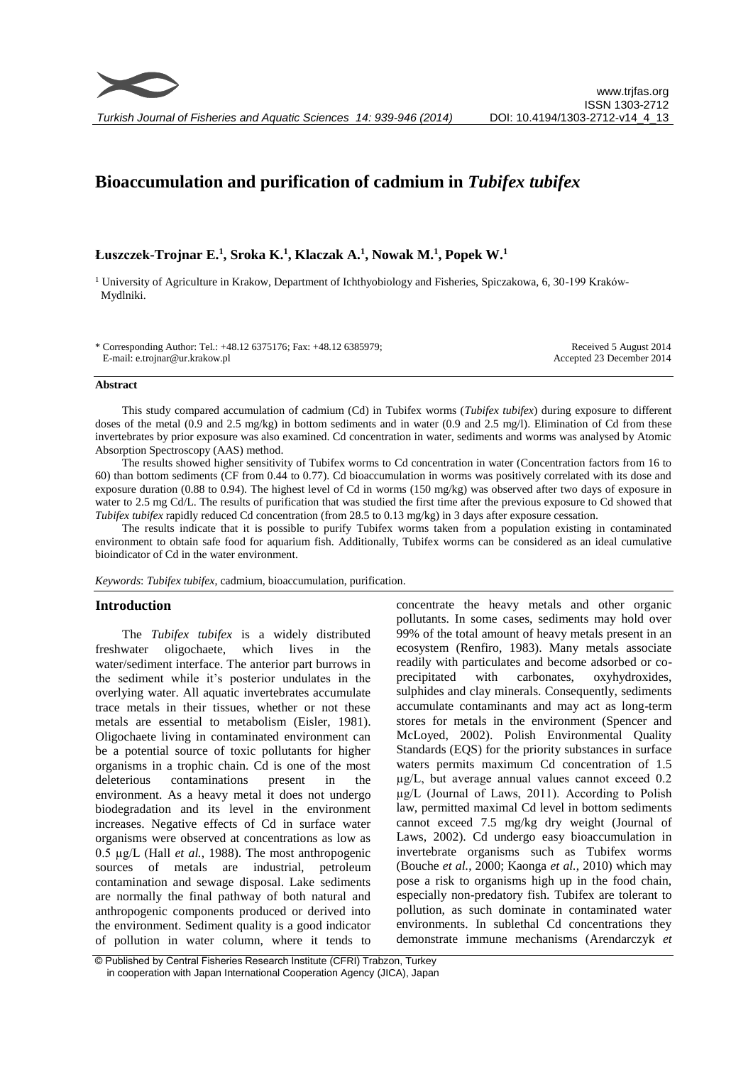# Bioaccumulation and purification of cadmium in *Tubifex tubifex*

**Łuszczek-Trojnar E.[1], Sroka K.[1], Klaczak A.[1], Nowak M.[1], Popek W.[1]**

[1] University of Agriculture in Krakow, Department of Ichthyobiology and Fisheries, Spiczakowa, 6, 30-199 Kraków-Mydlniki.

\* Corresponding Author: Tel.: +48.12 6375176; Fax: +48.12 6385979; E-mail: e.trojnar@ur.krakow.pl

Received 5 August 2014
Accepted 23 December 2014

## Abstract

This study compared accumulation of cadmium (Cd) in Tubifex worms (*Tubifex tubifex*) during exposure to different doses of the metal (0.9 and 2.5 mg/kg) in bottom sediments and in water (0.9 and 2.5 mg/l). Elimination of Cd from these invertebrates by prior exposure was also examined. Cd concentration in water, sediments and worms was analysed by Atomic Absorption Spectroscopy (AAS) method.

The results showed higher sensitivity of Tubifex worms to Cd concentration in water (Concentration factors from 16 to 60) than bottom sediments (CF from 0.44 to 0.77). Cd bioaccumulation in worms was positively correlated with its dose and exposure duration (0.88 to 0.94). The highest level of Cd in worms (150 mg/kg) was observed after two days of exposure in water to 2.5 mg Cd/L. The results of purification that was studied the first time after the previous exposure to Cd showed that *Tubifex tubifex* rapidly reduced Cd concentration (from 28.5 to 0.13 mg/kg) in 3 days after exposure cessation.

The results indicate that it is possible to purify Tubifex worms taken from a population existing in contaminated environment to obtain safe food for aquarium fish. Additionally, Tubifex worms can be considered as an ideal cumulative bioindicator of Cd in the water environment.

*Keywords*: *Tubifex tubifex*, cadmium, bioaccumulation, purification.

## Introduction

The *Tubifex tubifex* is a widely distributed freshwater oligochaete, which lives in the water/sediment interface. The anterior part burrows in the sediment while it's posterior undulates in the overlying water. All aquatic invertebrates accumulate trace metals in their tissues, whether or not these metals are essential to metabolism (Eisler, 1981). Oligochaete living in contaminated environment can be a potential source of toxic pollutants for higher organisms in a trophic chain. Cd is one of the most deleterious contaminations present in the environment. As a heavy metal it does not undergo biodegradation and its level in the environment increases. Negative effects of Cd in surface water organisms were observed at concentrations as low as 0.5 µg/L (Hall *et al.*, 1988). The most anthropogenic sources of metals are industrial, petroleum contamination and sewage disposal. Lake sediments are normally the final pathway of both natural and anthropogenic components produced or derived into the environment. Sediment quality is a good indicator of pollution in water column, where it tends to concentrate the heavy metals and other organic pollutants. In some cases, sediments may hold over 99% of the total amount of heavy metals present in an ecosystem (Renfiro, 1983). Many metals associate readily with particulates and become adsorbed or co-precipitated with carbonates, oxyhydroxides, sulphides and clay minerals. Consequently, sediments accumulate contaminants and may act as long-term stores for metals in the environment (Spencer and McLoyed, 2002). Polish Environmental Quality Standards (EQS) for the priority substances in surface waters permits maximum Cd concentration of 1.5 µg/L, but average annual values cannot exceed 0.2 µg/L (Journal of Laws, 2011). According to Polish law, permitted maximal Cd level in bottom sediments cannot exceed 7.5 mg/kg dry weight (Journal of Laws, 2002). Cd undergo easy bioaccumulation in invertebrate organisms such as Tubifex worms (Bouche *et al.*, 2000; Kaonga *et al.*, 2010) which may pose a risk to organisms high up in the food chain, especially non-predatory fish. Tubifex are tolerant to pollution, as such dominate in contaminated water environments. In sublethal Cd concentrations they demonstrate immune mechanisms (Arendarczyk *et*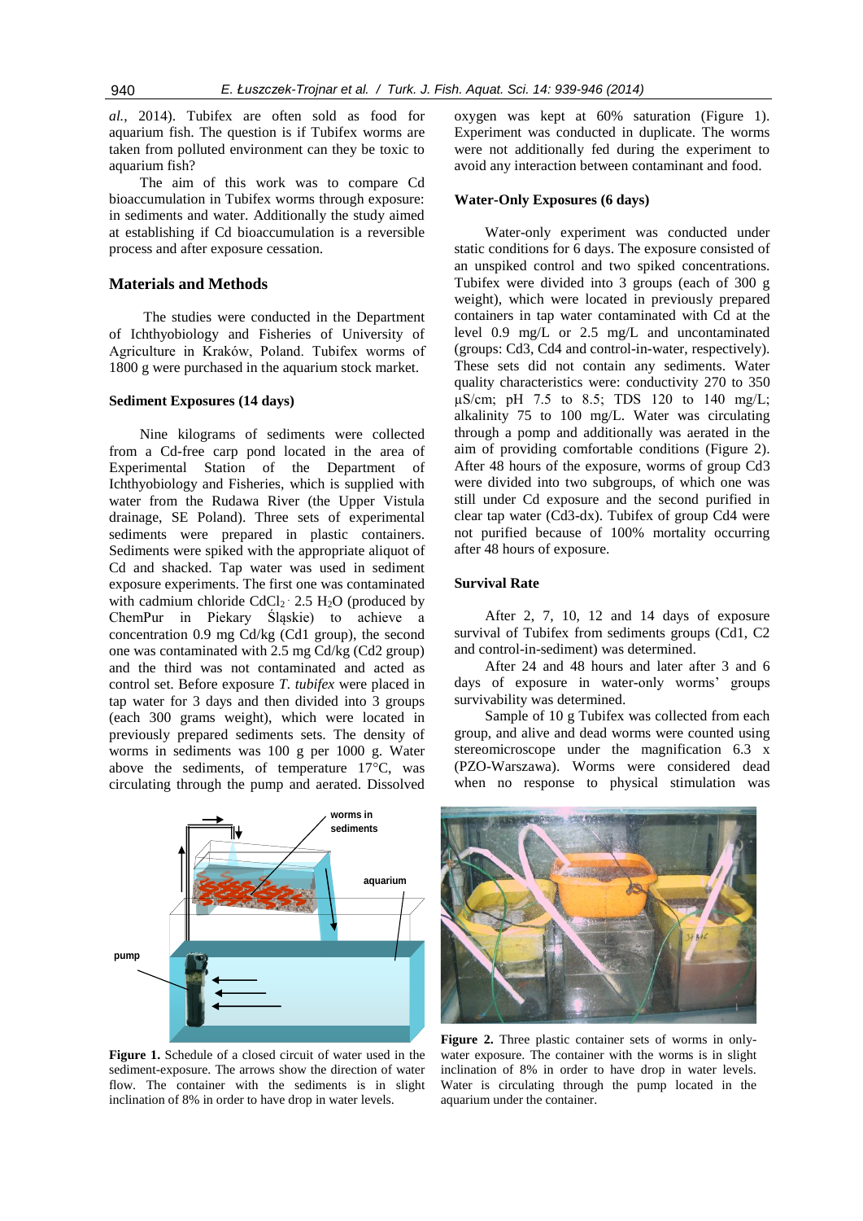*al.*, 2014). Tubifex are often sold as food for aquarium fish. The question is if Tubifex worms are taken from polluted environment can they be toxic to aquarium fish?

The aim of this work was to compare Cd bioaccumulation in Tubifex worms through exposure: in sediments and water. Additionally the study aimed at establishing if Cd bioaccumulation is a reversible process and after exposure cessation.

## Materials and Methods

The studies were conducted in the Department of Ichthyobiology and Fisheries of University of Agriculture in Kraków, Poland. Tubifex worms of 1800 g were purchased in the aquarium stock market.

### Sediment Exposures (14 days)

Nine kilograms of sediments were collected from a Cd-free carp pond located in the area of Experimental Station of the Department of Ichthyobiology and Fisheries, which is supplied with water from the Rudawa River (the Upper Vistula drainage, SE Poland). Three sets of experimental sediments were prepared in plastic containers. Sediments were spiked with the appropriate aliquot of Cd and shacked. Tap water was used in sediment exposure experiments. The first one was contaminated with cadmium chloride $CdCl_2 \cdot 2.5\ H_2O$ (produced by ChemPur in Piekary Śląskie) to achieve a concentration 0.9 mg Cd/kg (Cd1 group), the second one was contaminated with 2.5 mg Cd/kg (Cd2 group) and the third was not contaminated and acted as control set. Before exposure *T. tubifex* were placed in tap water for 3 days and then divided into 3 groups (each 300 grams weight), which were located in previously prepared sediments sets. The density of worms in sediments was 100 g per 1000 g. Water above the sediments, of temperature 17°C, was circulating through the pump and aerated. Dissolved oxygen was kept at 60% saturation (Figure 1). Experiment was conducted in duplicate. The worms were not additionally fed during the experiment to avoid any interaction between contaminant and food.

### Water-Only Exposures (6 days)

Water-only experiment was conducted under static conditions for 6 days. The exposure consisted of an unspiked control and two spiked concentrations. Tubifex were divided into 3 groups (each of 300 g weight), which were located in previously prepared containers in tap water contaminated with Cd at the level 0.9 mg/L or 2.5 mg/L and uncontaminated (groups: Cd3, Cd4 and control-in-water, respectively). These sets did not contain any sediments. Water quality characteristics were: conductivity 270 to 350 µS/cm; pH 7.5 to 8.5; TDS 120 to 140 mg/L; alkalinity 75 to 100 mg/L. Water was circulating through a pomp and additionally was aerated in the aim of providing comfortable conditions (Figure 2). After 48 hours of the exposure, worms of group Cd3 were divided into two subgroups, of which one was still under Cd exposure and the second purified in clear tap water (Cd3-dx). Tubifex of group Cd4 were not purified because of 100% mortality occurring after 48 hours of exposure.

### Survival Rate

After 2, 7, 10, 12 and 14 days of exposure survival of Tubifex from sediments groups (Cd1, C2 and control-in-sediment) was determined.

After 24 and 48 hours and later after 3 and 6 days of exposure in water-only worms' groups survivability was determined.

Sample of 10 g Tubifex was collected from each group, and alive and dead worms were counted using stereomicroscope under the magnification 6.3 x (PZO-Warszawa). Worms were considered dead when no response to physical stimulation was

**Figure 1.** Schedule of a closed circuit of water used in the sediment-exposure. The arrows show the direction of water flow. The container with the sediments is in slight inclination of 8% in order to have drop in water levels.

**Figure 2.** Three plastic container sets of worms in only-water exposure. The container with the worms is in slight inclination of 8% in order to have drop in water levels. Water is circulating through the pump located in the aquarium under the container.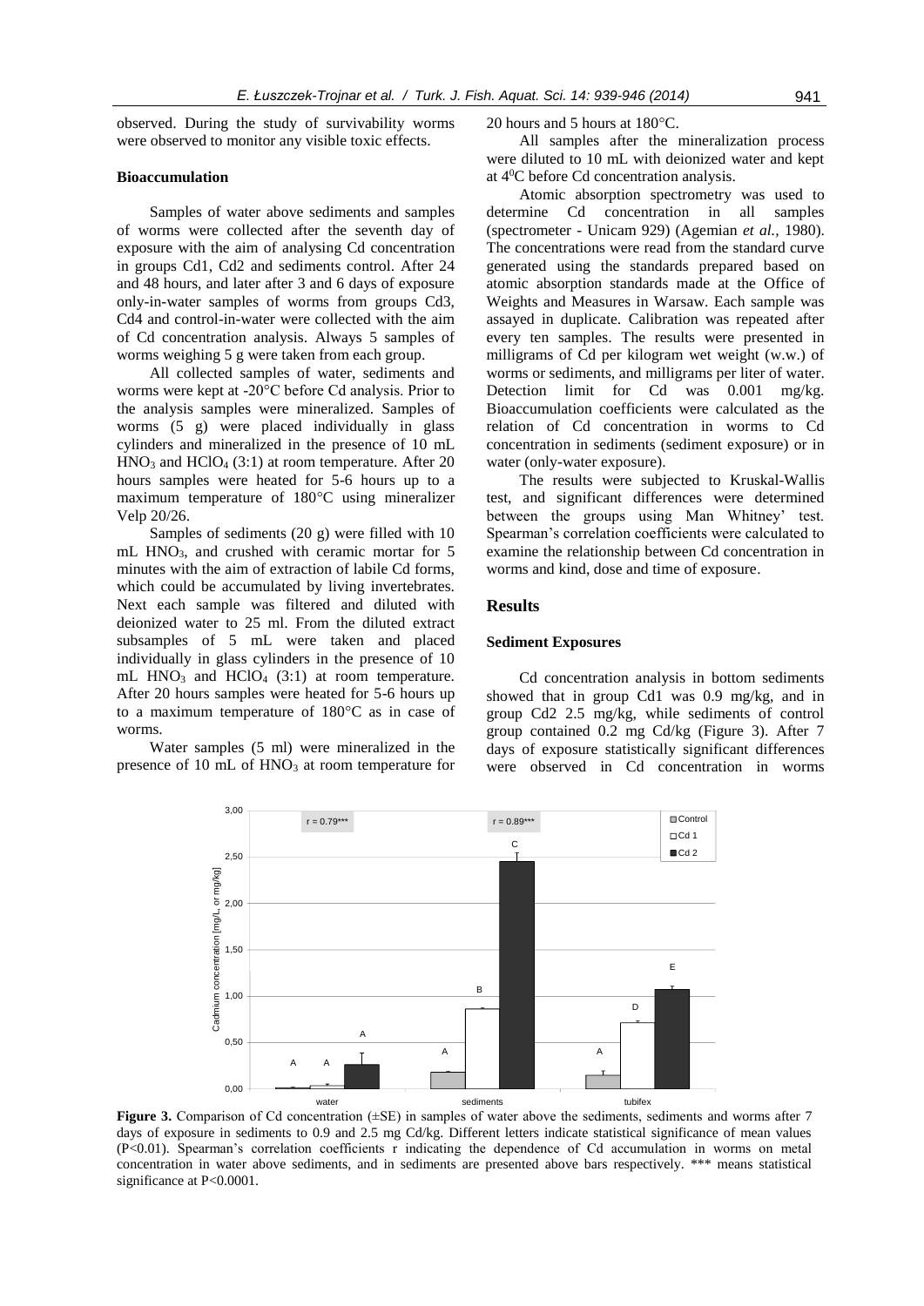observed. During the study of survivability worms were observed to monitor any visible toxic effects.

### Bioaccumulation

Samples of water above sediments and samples of worms were collected after the seventh day of exposure with the aim of analysing Cd concentration in groups Cd1, Cd2 and sediments control. After 24 and 48 hours, and later after 3 and 6 days of exposure only-in-water samples of worms from groups Cd3, Cd4 and control-in-water were collected with the aim of Cd concentration analysis. Always 5 samples of worms weighing 5 g were taken from each group.

All collected samples of water, sediments and worms were kept at -20°C before Cd analysis. Prior to the analysis samples were mineralized. Samples of worms (5 g) were placed individually in glass cylinders and mineralized in the presence of 10 mL $HNO_3$ and $HClO_4$ (3:1) at room temperature. After 20 hours samples were heated for 5-6 hours up to a maximum temperature of 180°C using mineralizer Velp 20/26.

Samples of sediments (20 g) were filled with 10 mL $HNO_3$, and crushed with ceramic mortar for 5 minutes with the aim of extraction of labile Cd forms, which could be accumulated by living invertebrates. Next each sample was filtered and diluted with deionized water to 25 ml. From the diluted extract subsamples of 5 mL were taken and placed individually in glass cylinders in the presence of 10 mL $HNO_3$ and $HClO_4$ (3:1) at room temperature. After 20 hours samples were heated for 5-6 hours up to a maximum temperature of 180°C as in case of worms.

Water samples (5 ml) were mineralized in the presence of 10 mL of $HNO_3$ at room temperature for 20 hours and 5 hours at 180°C.

All samples after the mineralization process were diluted to 10 mL with deionized water and kept at $4^0$C before Cd concentration analysis.

Atomic absorption spectrometry was used to determine Cd concentration in all samples (spectrometer - Unicam 929) (Agemian *et al.,* 1980). The concentrations were read from the standard curve generated using the standards prepared based on atomic absorption standards made at the Office of Weights and Measures in Warsaw. Each sample was assayed in duplicate. Calibration was repeated after every ten samples. The results were presented in milligrams of Cd per kilogram wet weight (w.w.) of worms or sediments, and milligrams per liter of water. Detection limit for Cd was 0.001 mg/kg. Bioaccumulation coefficients were calculated as the relation of Cd concentration in worms to Cd concentration in sediments (sediment exposure) or in water (only-water exposure).

The results were subjected to Kruskal-Wallis test, and significant differences were determined between the groups using Man Whitney' test. Spearman's correlation coefficients were calculated to examine the relationship between Cd concentration in worms and kind, dose and time of exposure.

## Results

### Sediment Exposures

Cd concentration analysis in bottom sediments showed that in group Cd1 was 0.9 mg/kg, and in group Cd2 2.5 mg/kg, while sediments of control group contained 0.2 mg Cd/kg (Figure 3). After 7 days of exposure statistically significant differences were observed in Cd concentration in worms

**Figure 3.** Comparison of Cd concentration (±SE) in samples of water above the sediments, sediments and worms after 7 days of exposure in sediments to 0.9 and 2.5 mg Cd/kg. Different letters indicate statistical significance of mean values (P<0.01). Spearman's correlation coefficients r indicating the dependence of Cd accumulation in worms on metal concentration in water above sediments, and in sediments are presented above bars respectively. *** means statistical significance at P<0.0001.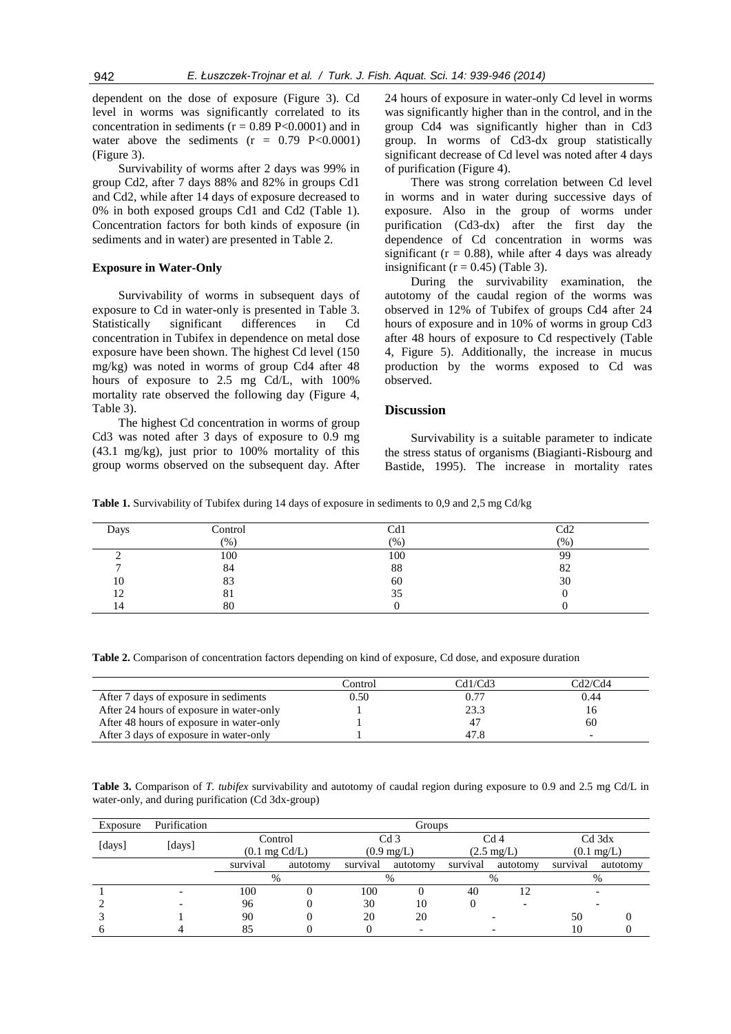dependent on the dose of exposure (Figure 3). Cd level in worms was significantly correlated to its concentration in sediments ($r = 0.89$ $P<0.0001$) and in water above the sediments ($r = 0.79$ $P<0.0001$) (Figure 3).

Survivability of worms after 2 days was 99% in group Cd2, after 7 days 88% and 82% in groups Cd1 and Cd2, while after 14 days of exposure decreased to 0% in both exposed groups Cd1 and Cd2 (Table 1). Concentration factors for both kinds of exposure (in sediments and in water) are presented in Table 2.

### Exposure in Water-Only

Survivability of worms in subsequent days of exposure to Cd in water-only is presented in Table 3. Statistically significant differences in Cd concentration in Tubifex in dependence on metal dose exposure have been shown. The highest Cd level (150 mg/kg) was noted in worms of group Cd4 after 48 hours of exposure to 2.5 mg Cd/L, with 100% mortality rate observed the following day (Figure 4, Table 3).

The highest Cd concentration in worms of group Cd3 was noted after 3 days of exposure to 0.9 mg (43.1 mg/kg), just prior to 100% mortality of this group worms observed on the subsequent day. After 24 hours of exposure in water-only Cd level in worms was significantly higher than in the control, and in the group Cd4 was significantly higher than in Cd3 group. In worms of Cd3-dx group statistically significant decrease of Cd level was noted after 4 days of purification (Figure 4).

There was strong correlation between Cd level in worms and in water during successive days of exposure. Also in the group of worms under purification (Cd3-dx) after the first day the dependence of Cd concentration in worms was significant ($r = 0.88$), while after 4 days was already insignificant ($r = 0.45$) (Table 3).

During the survivability examination, the autotomy of the caudal region of the worms was observed in 12% of Tubifex of groups Cd4 after 24 hours of exposure and in 10% of worms in group Cd3 after 48 hours of exposure to Cd respectively (Table 4, Figure 5). Additionally, the increase in mucus production by the worms exposed to Cd was observed.

## Discussion

Survivability is a suitable parameter to indicate the stress status of organisms (Biagianti-Risbourg and Bastide, 1995). The increase in mortality rates

**Table 1.** Survivability of Tubifex during 14 days of exposure in sediments to 0,9 and 2,5 mg Cd/kg

| Days | Control (%) | Cd1 (%) | Cd2 (%) |
|---|---|---|---|
| 2 | 100 | 100 | 99 |
| 7 | 84 | 88 | 82 |
| 10 | 83 | 60 | 30 |
| 12 | 81 | 35 | 0 |
| 14 | 80 | 0 | 0 |

**Table 2.** Comparison of concentration factors depending on kind of exposure, Cd dose, and exposure duration

| | Control | Cd1/Cd3 | Cd2/Cd4 |
|---|---|---|---|
| After 7 days of exposure in sediments | 0.50 | 0.77 | 0.44 |
| After 24 hours of exposure in water-only | 1 | 23.3 | 16 |
| After 48 hours of exposure in water-only | 1 | 47 | 60 |
| After 3 days of exposure in water-only | 1 | 47.8 | - |

**Table 3.** Comparison of *T. tubifex* survivability and autotomy of caudal region during exposure to 0.9 and 2.5 mg Cd/L in water-only, and during purification (Cd 3dx-group)

| Exposure [days] | Purification [days] | Control (0.1 mg Cd/L) | | Cd 3 (0.9 mg/L) | | Cd 4 (2.5 mg/L) | | Cd 3dx (0.1 mg/L) | |
|---|---|---|---|---|---|---|---|---|---|
| | | survival | autotomy | survival | autotomy | survival | autotomy | survival | autotomy |
| | | % | | % | | % | | % | |
| 1 | - | 100 | 0 | 100 | 0 | 40 | 12 | - | |
| 2 | - | 96 | 0 | 30 | 10 | 0 | - | - | |
| 3 | 1 | 90 | 0 | 20 | 20 | - | | 50 | 0 |
| 6 | 4 | 85 | 0 | 0 | - | - | | 10 | 0 |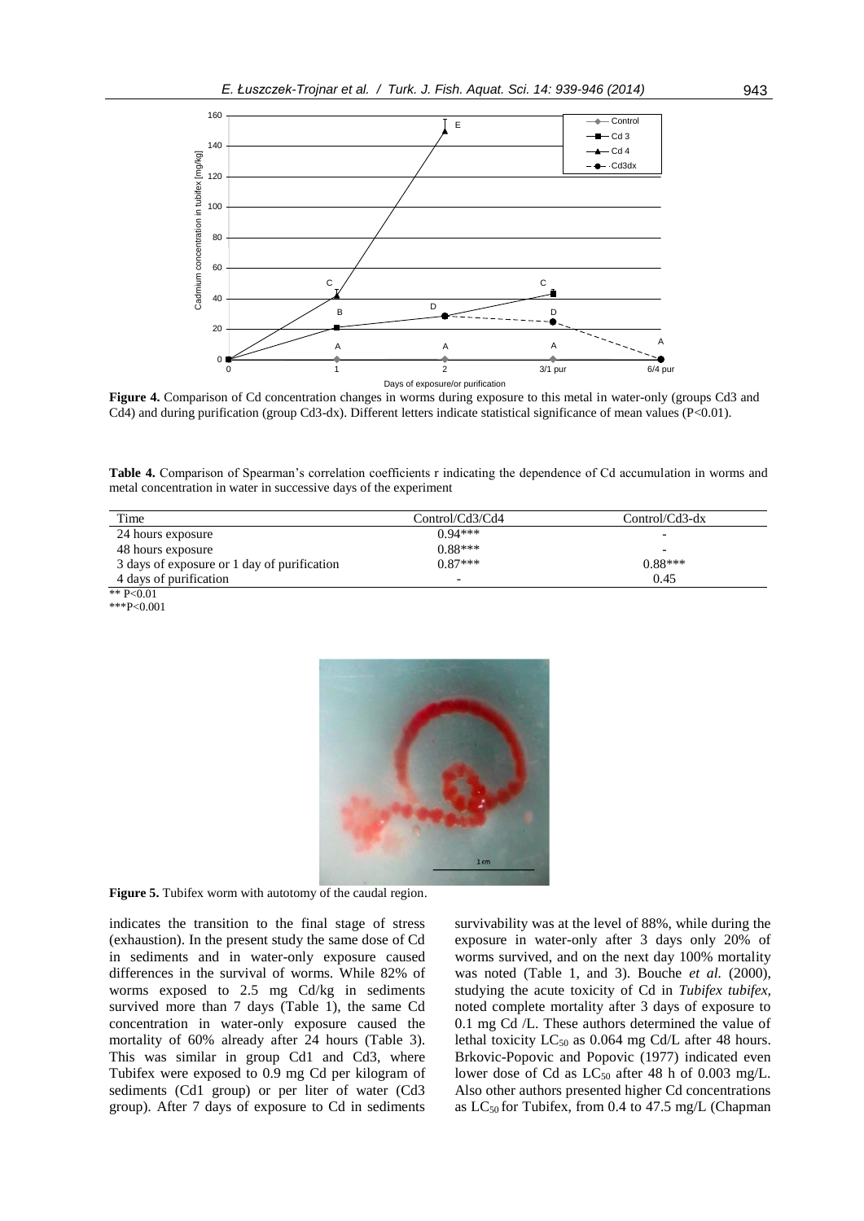**Figure 4.** Comparison of Cd concentration changes in worms during exposure to this metal in water-only (groups Cd3 and Cd4) and during purification (group Cd3-dx). Different letters indicate statistical significance of mean values (P<0.01).

**Table 4.** Comparison of Spearman's correlation coefficients r indicating the dependence of Cd accumulation in worms and metal concentration in water in successive days of the experiment

| Time | Control/Cd3/Cd4 | Control/Cd3-dx |
|---|---|---|
| 24 hours exposure | 0.94*** | - |
| 48 hours exposure | 0.88*** | - |
| 3 days of exposure or 1 day of purification | 0.87*** | 0.88*** |
| 4 days of purification | - | 0.45 |

** P<0.01
***P<0.001

**Figure 5.** Tubifex worm with autotomy of the caudal region.

indicates the transition to the final stage of stress (exhaustion). In the present study the same dose of Cd in sediments and in water-only exposure caused differences in the survival of worms. While 82% of worms exposed to 2.5 mg Cd/kg in sediments survived more than 7 days (Table 1), the same Cd concentration in water-only exposure caused the mortality of 60% already after 24 hours (Table 3). This was similar in group Cd1 and Cd3, where Tubifex were exposed to 0.9 mg Cd per kilogram of sediments (Cd1 group) or per liter of water (Cd3 group). After 7 days of exposure to Cd in sediments survivability was at the level of 88%, while during the exposure in water-only after 3 days only 20% of worms survived, and on the next day 100% mortality was noted (Table 1, and 3). Bouche *et al.* (2000), studying the acute toxicity of Cd in *Tubifex tubifex*, noted complete mortality after 3 days of exposure to 0.1 mg Cd /L. These authors determined the value of lethal toxicity $LC_{50}$ as 0.064 mg Cd/L after 48 hours. Brkovic-Popovic and Popovic (1977) indicated even lower dose of Cd as $LC_{50}$ after 48 h of 0.003 mg/L. Also other authors presented higher Cd concentrations as $LC_{50}$ for Tubifex, from 0.4 to 47.5 mg/L (Chapman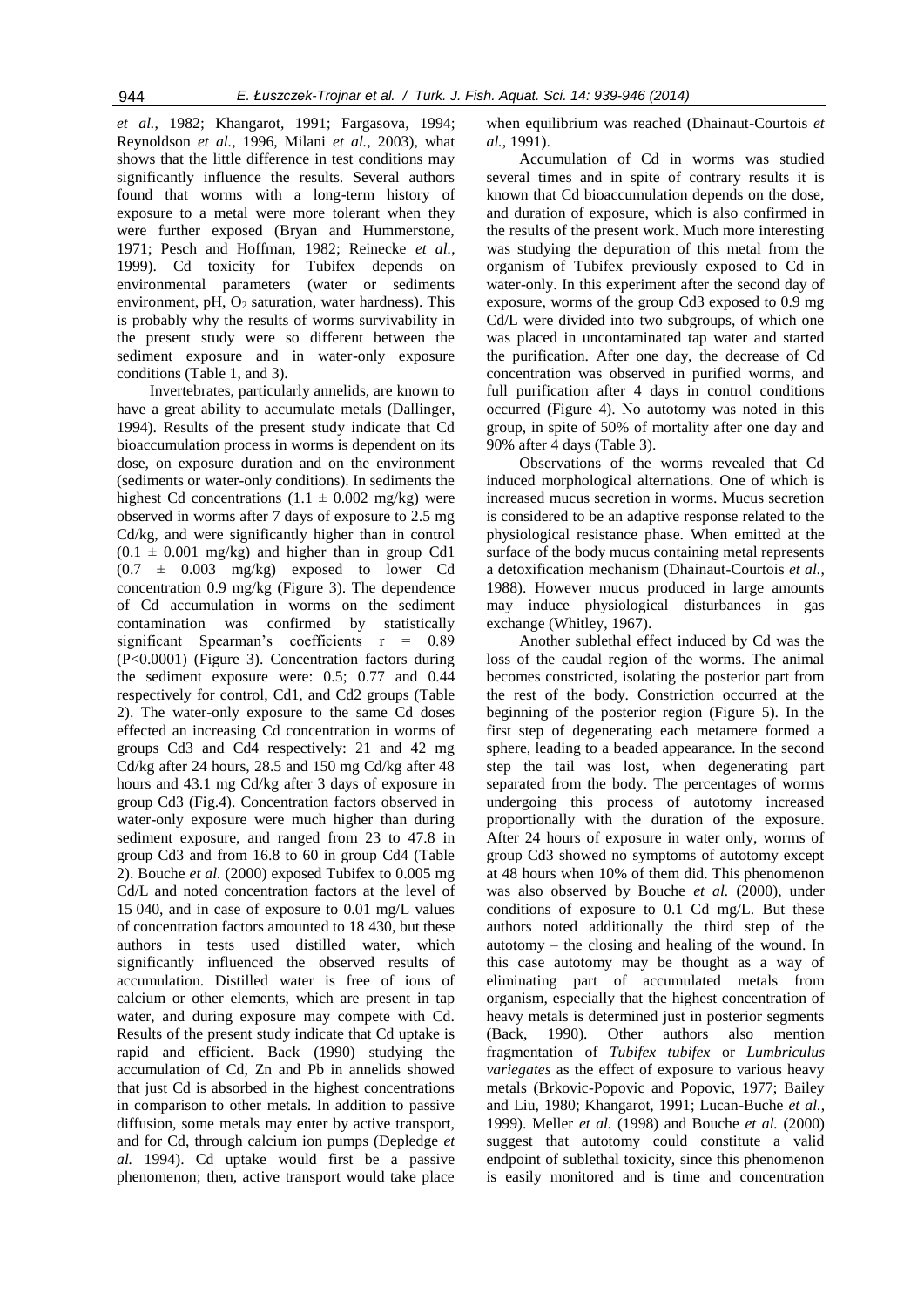*et al.*, 1982; Khangarot, 1991; Fargasova, 1994; Reynoldson *et al.*, 1996, Milani *et al.*, 2003), what shows that the little difference in test conditions may significantly influence the results. Several authors found that worms with a long-term history of exposure to a metal were more tolerant when they were further exposed (Bryan and Hummerstone, 1971; Pesch and Hoffman, 1982; Reinecke *et al.*, 1999). Cd toxicity for Tubifex depends on environmental parameters (water or sediments environment, pH, $O_2$ saturation, water hardness). This is probably why the results of worms survivability in the present study were so different between the sediment exposure and in water-only exposure conditions (Table 1, and 3).

Invertebrates, particularly annelids, are known to have a great ability to accumulate metals (Dallinger, 1994). Results of the present study indicate that Cd bioaccumulation process in worms is dependent on its dose, on exposure duration and on the environment (sediments or water-only conditions). In sediments the highest Cd concentrations ($1.1 \pm 0.002$ mg/kg) were observed in worms after 7 days of exposure to 2.5 mg Cd/kg, and were significantly higher than in control ($0.1 \pm 0.001$ mg/kg) and higher than in group Cd1 ($0.7 \pm 0.003$ mg/kg) exposed to lower Cd concentration 0.9 mg/kg (Figure 3). The dependence of Cd accumulation in worms on the sediment contamination was confirmed by statistically significant Spearman's coefficients $r = 0.89$ ($P<0.0001$) (Figure 3). Concentration factors during the sediment exposure were: 0.5; 0.77 and 0.44 respectively for control, Cd1, and Cd2 groups (Table 2). The water-only exposure to the same Cd doses effected an increasing Cd concentration in worms of groups Cd3 and Cd4 respectively: 21 and 42 mg Cd/kg after 24 hours, 28.5 and 150 mg Cd/kg after 48 hours and 43.1 mg Cd/kg after 3 days of exposure in group Cd3 (Fig.4). Concentration factors observed in water-only exposure were much higher than during sediment exposure, and ranged from 23 to 47.8 in group Cd3 and from 16.8 to 60 in group Cd4 (Table 2). Bouche *et al.* (2000) exposed Tubifex to 0.005 mg Cd/L and noted concentration factors at the level of 15 040, and in case of exposure to 0.01 mg/L values of concentration factors amounted to 18 430, but these authors in tests used distilled water, which significantly influenced the observed results of accumulation. Distilled water is free of ions of calcium or other elements, which are present in tap water, and during exposure may compete with Cd. Results of the present study indicate that Cd uptake is rapid and efficient. Back (1990) studying the accumulation of Cd, Zn and Pb in annelids showed that just Cd is absorbed in the highest concentrations in comparison to other metals. In addition to passive diffusion, some metals may enter by active transport, and for Cd, through calcium ion pumps (Depledge *et al.* 1994). Cd uptake would first be a passive phenomenon; then, active transport would take place when equilibrium was reached (Dhainaut-Courtois *et al.*, 1991).

Accumulation of Cd in worms was studied several times and in spite of contrary results it is known that Cd bioaccumulation depends on the dose, and duration of exposure, which is also confirmed in the results of the present work. Much more interesting was studying the depuration of this metal from the organism of Tubifex previously exposed to Cd in water-only. In this experiment after the second day of exposure, worms of the group Cd3 exposed to 0.9 mg Cd/L were divided into two subgroups, of which one was placed in uncontaminated tap water and started the purification. After one day, the decrease of Cd concentration was observed in purified worms, and full purification after 4 days in control conditions occurred (Figure 4). No autotomy was noted in this group, in spite of 50% of mortality after one day and 90% after 4 days (Table 3).

Observations of the worms revealed that Cd induced morphological alternations. One of which is increased mucus secretion in worms. Mucus secretion is considered to be an adaptive response related to the physiological resistance phase. When emitted at the surface of the body mucus containing metal represents a detoxification mechanism (Dhainaut-Courtois *et al.*, 1988). However mucus produced in large amounts may induce physiological disturbances in gas exchange (Whitley, 1967).

Another sublethal effect induced by Cd was the loss of the caudal region of the worms. The animal becomes constricted, isolating the posterior part from the rest of the body. Constriction occurred at the beginning of the posterior region (Figure 5). In the first step of degenerating each metamere formed a sphere, leading to a beaded appearance. In the second step the tail was lost, when degenerating part separated from the body. The percentages of worms undergoing this process of autotomy increased proportionally with the duration of the exposure. After 24 hours of exposure in water only, worms of group Cd3 showed no symptoms of autotomy except at 48 hours when 10% of them did. This phenomenon was also observed by Bouche *et al.* (2000), under conditions of exposure to 0.1 Cd mg/L. But these authors noted additionally the third step of the autotomy – the closing and healing of the wound. In this case autotomy may be thought as a way of eliminating part of accumulated metals from organism, especially that the highest concentration of heavy metals is determined just in posterior segments (Back, 1990). Other authors also mention fragmentation of *Tubifex tubifex* or *Lumbriculus variegates* as the effect of exposure to various heavy metals (Brkovic-Popovic and Popovic, 1977; Bailey and Liu, 1980; Khangarot, 1991; Lucan-Buche *et al.*, 1999). Meller *et al.* (1998) and Bouche *et al.* (2000) suggest that autotomy could constitute a valid endpoint of sublethal toxicity, since this phenomenon is easily monitored and is time and concentration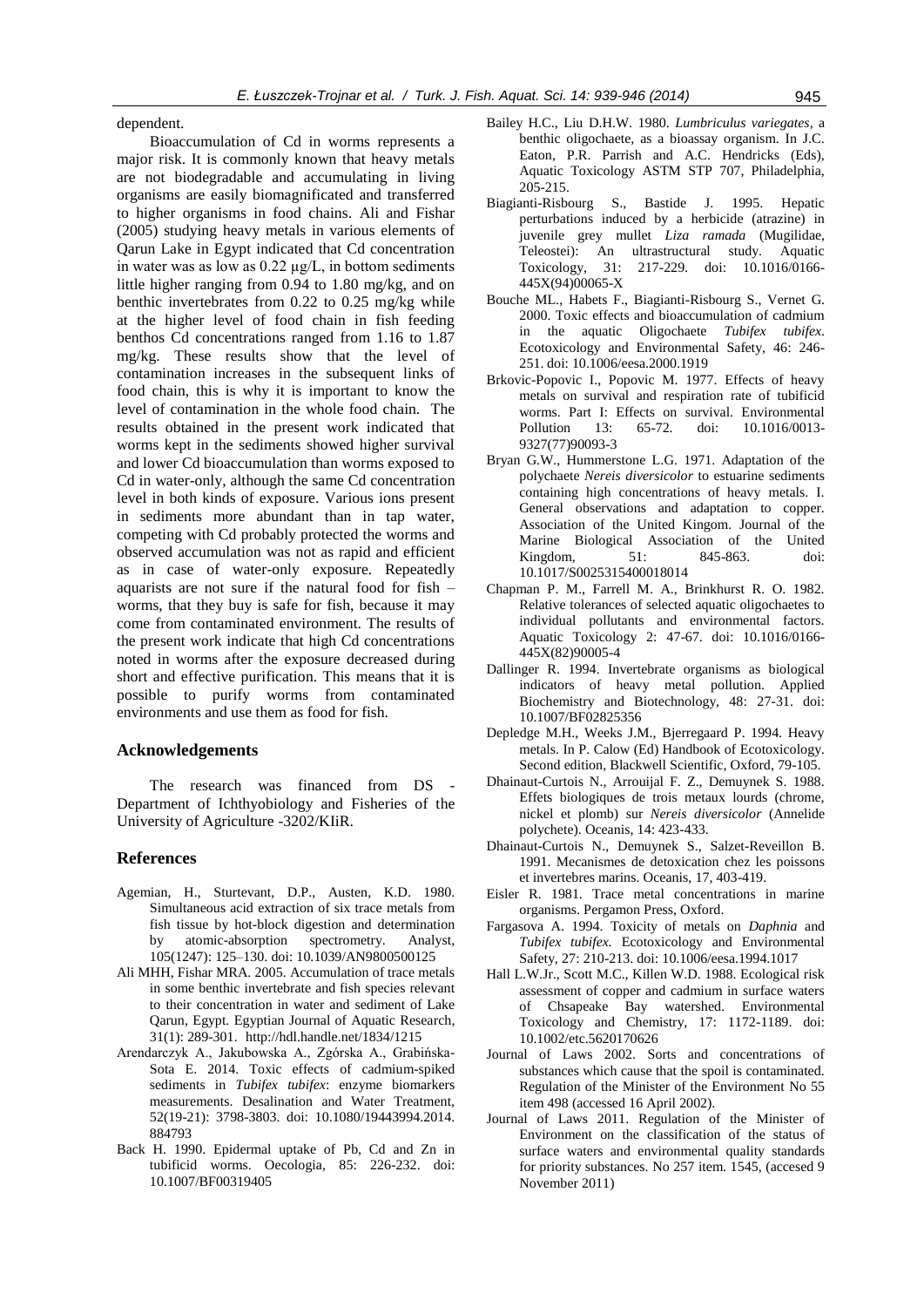dependent.

Bioaccumulation of Cd in worms represents a major risk. It is commonly known that heavy metals are not biodegradable and accumulating in living organisms are easily biomagnificated and transferred to higher organisms in food chains. Ali and Fishar (2005) studying heavy metals in various elements of Qarun Lake in Egypt indicated that Cd concentration in water was as low as 0.22 µg/L, in bottom sediments little higher ranging from 0.94 to 1.80 mg/kg, and on benthic invertebrates from 0.22 to 0.25 mg/kg while at the higher level of food chain in fish feeding benthos Cd concentrations ranged from 1.16 to 1.87 mg/kg. These results show that the level of contamination increases in the subsequent links of food chain, this is why it is important to know the level of contamination in the whole food chain. The results obtained in the present work indicated that worms kept in the sediments showed higher survival and lower Cd bioaccumulation than worms exposed to Cd in water-only, although the same Cd concentration level in both kinds of exposure. Various ions present in sediments more abundant than in tap water, competing with Cd probably protected the worms and observed accumulation was not as rapid and efficient as in case of water-only exposure. Repeatedly aquarists are not sure if the natural food for fish – worms, that they buy is safe for fish, because it may come from contaminated environment. The results of the present work indicate that high Cd concentrations noted in worms after the exposure decreased during short and effective purification. This means that it is possible to purify worms from contaminated environments and use them as food for fish.

## Acknowledgements

The research was financed from DS - Department of Ichthyobiology and Fisheries of the University of Agriculture -3202/KIiR.

## References

- Agemian, H., Sturtevant, D.P., Austen, K.D. 1980. Simultaneous acid extraction of six trace metals from fish tissue by hot-block digestion and determination by atomic-absorption spectrometry. Analyst, 105(1247): 125–130. doi: 10.1039/AN9800500125
- Ali MHH, Fishar MRA. 2005. Accumulation of trace metals in some benthic invertebrate and fish species relevant to their concentration in water and sediment of Lake Qarun, Egypt. Egyptian Journal of Aquatic Research, 31(1): 289-301. http://hdl.handle.net/1834/1215
- Arendarczyk A., Jakubowska A., Zgórska A., Grabińska-Sota E. 2014. Toxic effects of cadmium-spiked sediments in *Tubifex tubifex*: enzyme biomarkers measurements. Desalination and Water Treatment, 52(19-21): 3798-3803. doi: 10.1080/19443994.2014.884793
- Back H. 1990. Epidermal uptake of Pb, Cd and Zn in tubificid worms. Oecologia, 85: 226-232. doi: 10.1007/BF00319405
- Bailey H.C., Liu D.H.W. 1980. *Lumbriculus variegates*, a benthic oligochaete, as a bioassay organism. In J.C. Eaton, P.R. Parrish and A.C. Hendricks (Eds), Aquatic Toxicology ASTM STP 707, Philadelphia, 205-215.
- Biagianti-Risbourg S., Bastide J. 1995. Hepatic perturbations induced by a herbicide (atrazine) in juvenile grey mullet *Liza ramada* (Mugilidae, Teleostei): An ultrastructural study. Aquatic Toxicology, 31: 217-229. doi: 10.1016/0166-445X(94)00065-X
- Bouche ML., Habets F., Biagianti-Risbourg S., Vernet G. 2000. Toxic effects and bioaccumulation of cadmium in the aquatic Oligochaete *Tubifex tubifex*. Ecotoxicology and Environmental Safety, 46: 246-251. doi: 10.1006/eesa.2000.1919
- Brkovic-Popovic I., Popovic M. 1977. Effects of heavy metals on survival and respiration rate of tubificid worms. Part I: Effects on survival. Environmental Pollution 13: 65-72. doi: 10.1016/0013-9327(77)90093-3
- Bryan G.W., Hummerstone L.G. 1971. Adaptation of the polychaete *Nereis diversicolor* to estuarine sediments containing high concentrations of heavy metals. I. General observations and adaptation to copper. Association of the United Kingom. Journal of the Marine Biological Association of the United Kingdom, 51: 845-863. doi: 10.1017/S0025315400018014
- Chapman P. M., Farrell M. A., Brinkhurst R. O. 1982. Relative tolerances of selected aquatic oligochaetes to individual pollutants and environmental factors. Aquatic Toxicology 2: 47-67. doi: 10.1016/0166-445X(82)90005-4
- Dallinger R. 1994. Invertebrate organisms as biological indicators of heavy metal pollution. Applied Biochemistry and Biotechnology, 48: 27-31. doi: 10.1007/BF02825356
- Depledge M.H., Weeks J.M., Bjerregaard P. 1994. Heavy metals. In P. Calow (Ed) Handbook of Ecotoxicology. Second edition, Blackwell Scientific, Oxford, 79-105.
- Dhainaut-Curtois N., Arrouijal F. Z., Demuynek S. 1988. Effets biologiques de trois metaux lourds (chrome, nickel et plomb) sur *Nereis diversicolor* (Annelide polychete). Oceanis, 14: 423-433.
- Dhainaut-Curtois N., Demuynek S., Salzet-Reveillon B. 1991. Mecanismes de detoxication chez les poissons et invertebres marins. Oceanis, 17, 403-419.
- Eisler R. 1981. Trace metal concentrations in marine organisms. Pergamon Press, Oxford.
- Fargasova A. 1994. Toxicity of metals on *Daphnia* and *Tubifex tubifex.* Ecotoxicology and Environmental Safety, 27: 210-213. doi: 10.1006/eesa.1994.1017
- Hall L.W.Jr., Scott M.C., Killen W.D. 1988. Ecological risk assessment of copper and cadmium in surface waters of Chsapeake Bay watershed. Environmental Toxicology and Chemistry, 17: 1172-1189. doi: 10.1002/etc.5620170626
- Journal of Laws 2002. Sorts and concentrations of substances which cause that the spoil is contaminated. Regulation of the Minister of the Environment No 55 item 498 (accessed 16 April 2002).
- Journal of Laws 2011. Regulation of the Minister of Environment on the classification of the status of surface waters and environmental quality standards for priority substances. No 257 item. 1545, (accesed 9 November 2011)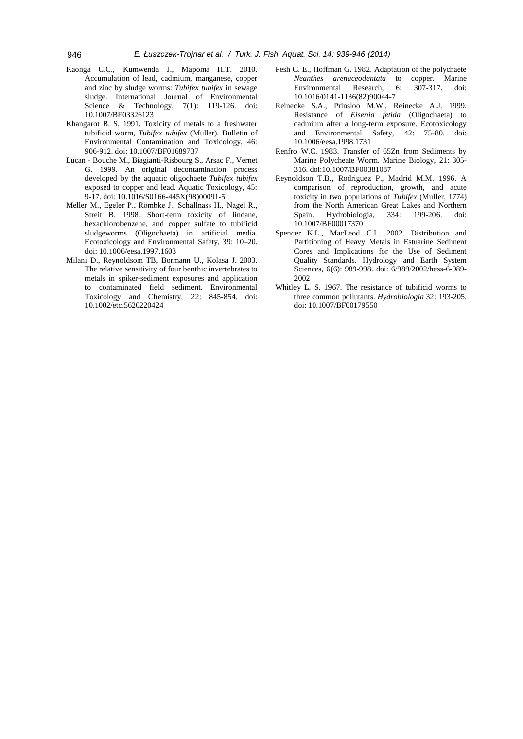Kaonga C.C., Kumwenda J., Mapoma H.T. 2010. Accumulation of lead, cadmium, manganese, copper and zinc by sludge worms: *Tubifex tubifex* in sewage sludge. International Journal of Environmental Science & Technology, 7(1): 119-126. doi: 10.1007/BF03326123

Khangarot B. S. 1991. Toxicity of metals to a freshwater tubificid worm, *Tubifex tubifex* (Muller). Bulletin of Environmental Contamination and Toxicology, 46: 906-912. doi: 10.1007/BF01689737

Lucan - Bouche M., Biagianti-Risbourg S., Arsac F., Vernet G. 1999. An original decontamination process developed by the aquatic oligochaete *Tubifex tubifex* exposed to copper and lead. Aquatic Toxicology, 45: 9-17. doi: 10.1016/S0166-445X(98)00091-5

Meller M., Egeler P., Römbke J., Schallnass H., Nagel R., Streit B. 1998. Short-term toxicity of lindane, hexachlorobenzene, and copper sulfate to tubificid sludgeworms (Oligochaeta) in artificial media. Ecotoxicology and Environmental Safety, 39: 10–20. doi: 10.1006/eesa.1997.1603

Milani D., Reynoldsom TB, Bormann U., Kolasa J. 2003. The relative sensitivity of four benthic invertebrates to metals in spiker-sediment exposures and application to contaminated field sediment. Environmental Toxicology and Chemistry, 22: 845-854. doi: 10.1002/etc.5620220424

Pesh C. E., Hoffman G. 1982. Adaptation of the polychaete *Neanthes arenaceodentata* to copper. Marine Environmental Research, 6: 307-317. doi: 10.1016/0141-1136(82)90044-7

Reinecke S.A., Prinsloo M.W., Reinecke A.J. 1999. Resistance of *Eisenia fetida* (Oligochaeta) to cadmium after a long-term exposure. Ecotoxicology and Environmental Safety, 42: 75-80. doi: 10.1006/eesa.1998.1731

Renfro W.C. 1983. Transfer of 65Zn from Sediments by Marine Polycheate Worm. Marine Biology, 21: 305-316. doi:10.1007/BF00381087

Reynoldson T.B., Rodriguez P., Madrid M.M. 1996. A comparison of reproduction, growth, and acute toxicity in two populations of *Tubifex* (Muller, 1774) from the North American Great Lakes and Northern Spain. Hydrobiologia, 334: 199-206. doi: 10.1007/BF00017370

Spencer K.L., MacLeod C.L. 2002. Distribution and Partitioning of Heavy Metals in Estuarine Sediment Cores and Implications for the Use of Sediment Quality Standards. Hydrology and Earth System Sciences, 6(6): 989-998. doi: 6/989/2002/hess-6-989-2002

Whitley L. S. 1967. The resistance of tubificid worms to three common pollutants. *Hydrobiologia* 32: 193-205. doi: 10.1007/BF00179550